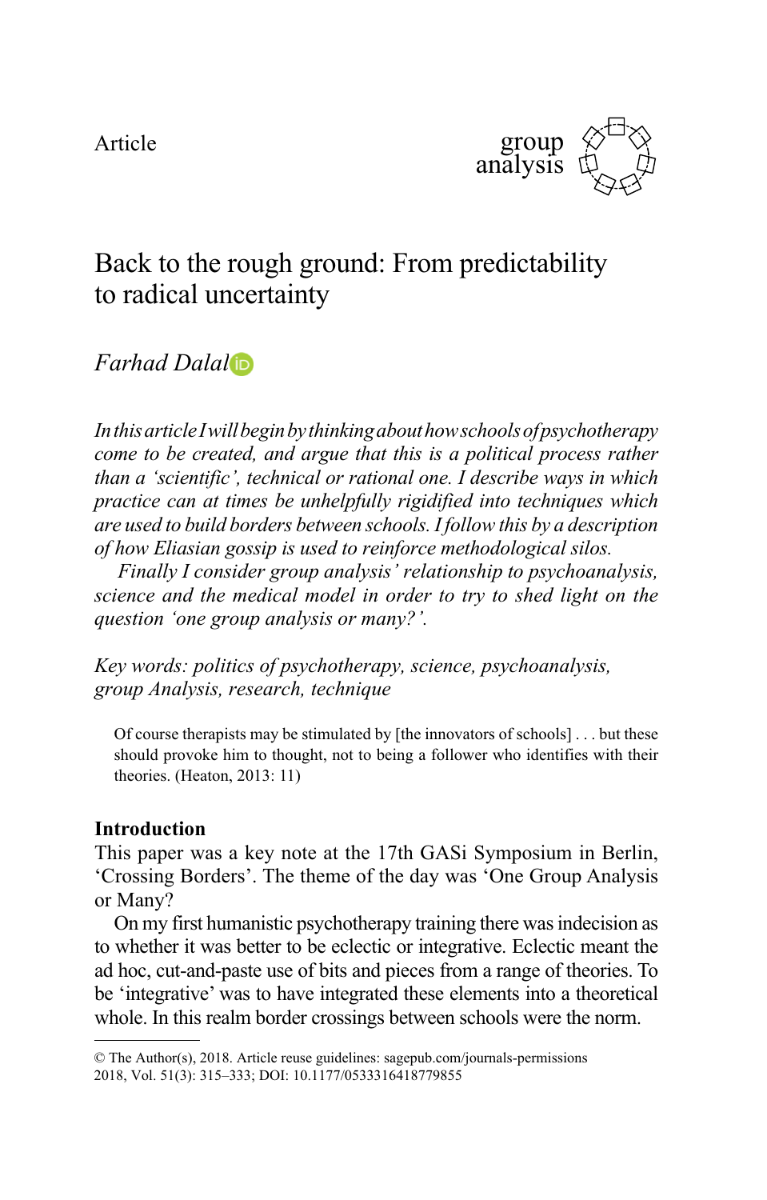Article

# Back to the rough ground: From predictability to radical uncertainty

*Farhad Dalal*

*In this article I will begin by thinking about how schools of psychotherapy come to be created, and argue that this is a political process rather than a 'scientific', technical or rational one. I describe ways in which practice can at times be unhelpfully rigidified into techniques which are used to build borders between schools. I follow this by a description of how Eliasian gossip is used to reinforce methodological silos.*

*Finally I consider group analysis' relationship to psychoanalysis, science and the medical model in order to try to shed light on the question 'one group analysis or many?'.*

*Key words: politics of psychotherapy, science, psychoanalysis, group Analysis, research, technique*

> Of course therapists may be stimulated by [the innovators of schools] . . . but these should provoke him to thought, not to being a follower who identifies with their theories. (Heaton, 2013: 11)

## Introduction

This paper was a key note at the 17th GASi Symposium in Berlin, 'Crossing Borders'. The theme of the day was 'One Group Analysis or Many?

On my first humanistic psychotherapy training there was indecision as to whether it was better to be eclectic or integrative. Eclectic meant the ad hoc, cut-and-paste use of bits and pieces from a range of theories. To be 'integrative' was to have integrated these elements into a theoretical whole. In this realm border crossings between schools were the norm.

© The Author(s), 2018. Article reuse guidelines: sagepub.com/journals-permissions
2018, Vol. 51(3): 315–333; DOI: 10.1177/0533316418779855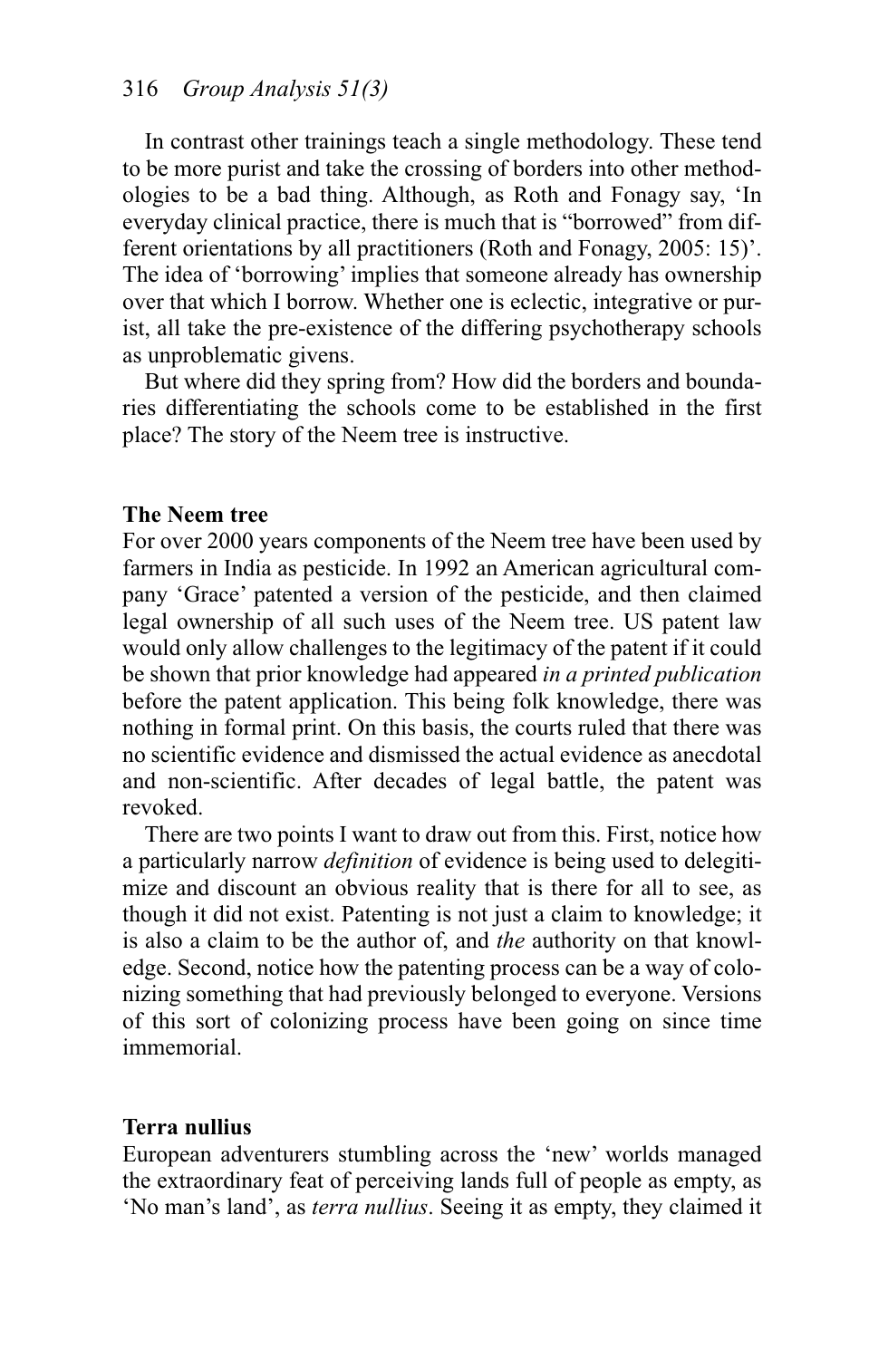In contrast other trainings teach a single methodology. These tend to be more purist and take the crossing of borders into other methodologies to be a bad thing. Although, as Roth and Fonagy say, 'In everyday clinical practice, there is much that is "borrowed" from different orientations by all practitioners (Roth and Fonagy, 2005: 15)'. The idea of 'borrowing' implies that someone already has ownership over that which I borrow. Whether one is eclectic, integrative or purist, all take the pre-existence of the differing psychotherapy schools as unproblematic givens.

But where did they spring from? How did the borders and boundaries differentiating the schools come to be established in the first place? The story of the Neem tree is instructive.

## The Neem tree

For over 2000 years components of the Neem tree have been used by farmers in India as pesticide. In 1992 an American agricultural company 'Grace' patented a version of the pesticide, and then claimed legal ownership of all such uses of the Neem tree. US patent law would only allow challenges to the legitimacy of the patent if it could be shown that prior knowledge had appeared *in a printed publication* before the patent application. This being folk knowledge, there was nothing in formal print. On this basis, the courts ruled that there was no scientific evidence and dismissed the actual evidence as anecdotal and non-scientific. After decades of legal battle, the patent was revoked.

There are two points I want to draw out from this. First, notice how a particularly narrow *definition* of evidence is being used to delegitimize and discount an obvious reality that is there for all to see, as though it did not exist. Patenting is not just a claim to knowledge; it is also a claim to be the author of, and *the* authority on that knowledge. Second, notice how the patenting process can be a way of colonizing something that had previously belonged to everyone. Versions of this sort of colonizing process have been going on since time immemorial.

## Terra nullius

European adventurers stumbling across the 'new' worlds managed the extraordinary feat of perceiving lands full of people as empty, as 'No man's land', as *terra nullius*. Seeing it as empty, they claimed it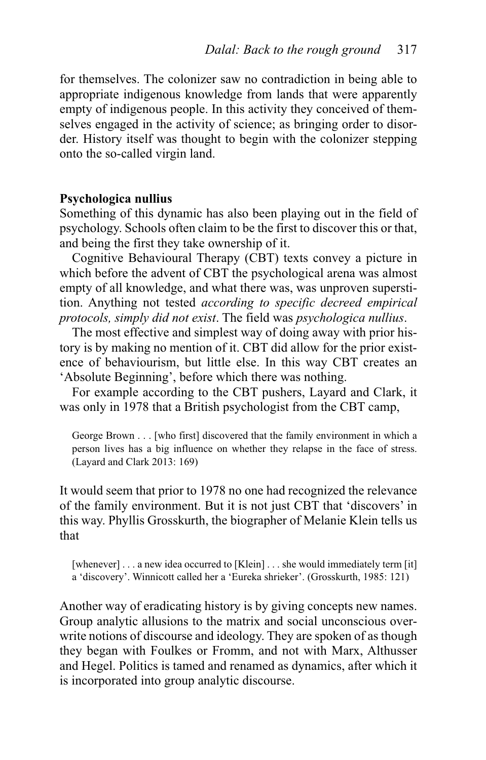for themselves. The colonizer saw no contradiction in being able to appropriate indigenous knowledge from lands that were apparently empty of indigenous people. In this activity they conceived of themselves engaged in the activity of science; as bringing order to disorder. History itself was thought to begin with the colonizer stepping onto the so-called virgin land.

**Psychologica nullius**

Something of this dynamic has also been playing out in the field of psychology. Schools often claim to be the first to discover this or that, and being the first they take ownership of it.

Cognitive Behavioural Therapy (CBT) texts convey a picture in which before the advent of CBT the psychological arena was almost empty of all knowledge, and what there was, was unproven superstition. Anything not tested *according to specific decreed empirical protocols, simply did not exist*. The field was *psychologica nullius*.

The most effective and simplest way of doing away with prior history is by making no mention of it. CBT did allow for the prior existence of behaviourism, but little else. In this way CBT creates an 'Absolute Beginning', before which there was nothing.

For example according to the CBT pushers, Layard and Clark, it was only in 1978 that a British psychologist from the CBT camp,

> George Brown . . . [who first] discovered that the family environment in which a person lives has a big influence on whether they relapse in the face of stress. (Layard and Clark 2013: 169)

It would seem that prior to 1978 no one had recognized the relevance of the family environment. But it is not just CBT that 'discovers' in this way. Phyllis Grosskurth, the biographer of Melanie Klein tells us that

> [whenever] . . . a new idea occurred to [Klein] . . . she would immediately term [it] a 'discovery'. Winnicott called her a 'Eureka shrieker'. (Grosskurth, 1985: 121)

Another way of eradicating history is by giving concepts new names. Group analytic allusions to the matrix and social unconscious overwrite notions of discourse and ideology. They are spoken of as though they began with Foulkes or Fromm, and not with Marx, Althusser and Hegel. Politics is tamed and renamed as dynamics, after which it is incorporated into group analytic discourse.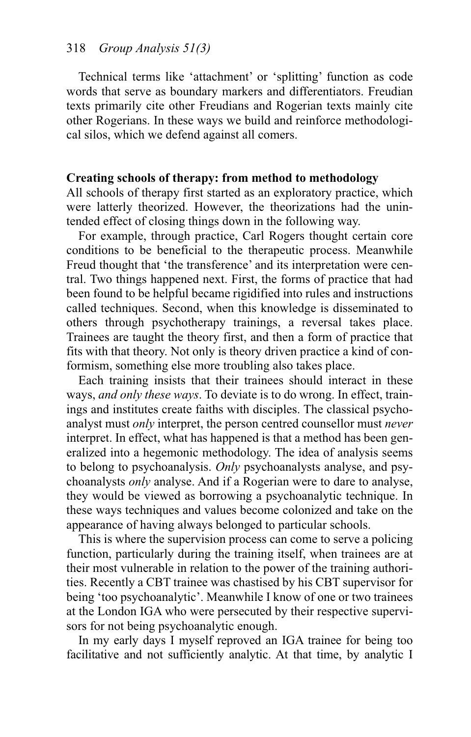Technical terms like ‘attachment’ or ‘splitting’ function as code words that serve as boundary markers and differentiators. Freudian texts primarily cite other Freudians and Rogerian texts mainly cite other Rogerians. In these ways we build and reinforce methodological silos, which we defend against all comers.

## Creating schools of therapy: from method to methodology

All schools of therapy first started as an exploratory practice, which were latterly theorized. However, the theorizations had the unintended effect of closing things down in the following way.

For example, through practice, Carl Rogers thought certain core conditions to be beneficial to the therapeutic process. Meanwhile Freud thought that ‘the transference’ and its interpretation were central. Two things happened next. First, the forms of practice that had been found to be helpful became rigidified into rules and instructions called techniques. Second, when this knowledge is disseminated to others through psychotherapy trainings, a reversal takes place. Trainees are taught the theory first, and then a form of practice that fits with that theory. Not only is theory driven practice a kind of conformism, something else more troubling also takes place.

Each training insists that their trainees should interact in these ways, *and only these ways*. To deviate is to do wrong. In effect, trainings and institutes create faiths with disciples. The classical psychoanalyst must *only* interpret, the person centred counsellor must *never* interpret. In effect, what has happened is that a method has been generalized into a hegemonic methodology. The idea of analysis seems to belong to psychoanalysis. *Only* psychoanalysts analyse, and psychoanalysts *only* analyse. And if a Rogerian were to dare to analyse, they would be viewed as borrowing a psychoanalytic technique. In these ways techniques and values become colonized and take on the appearance of having always belonged to particular schools.

This is where the supervision process can come to serve a policing function, particularly during the training itself, when trainees are at their most vulnerable in relation to the power of the training authorities. Recently a CBT trainee was chastised by his CBT supervisor for being ‘too psychoanalytic’. Meanwhile I know of one or two trainees at the London IGA who were persecuted by their respective supervisors for not being psychoanalytic enough.

In my early days I myself reproved an IGA trainee for being too facilitative and not sufficiently analytic. At that time, by analytic I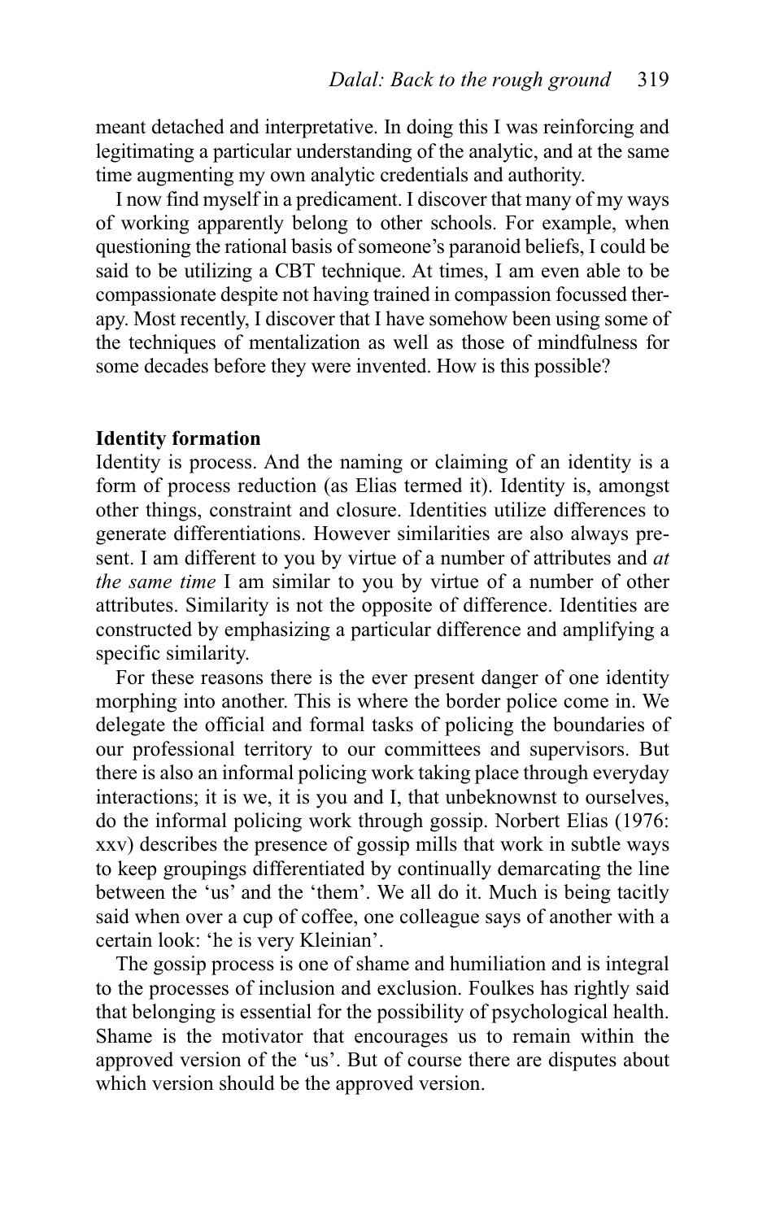meant detached and interpretative. In doing this I was reinforcing and legitimating a particular understanding of the analytic, and at the same time augmenting my own analytic credentials and authority.

I now find myself in a predicament. I discover that many of my ways of working apparently belong to other schools. For example, when questioning the rational basis of someone's paranoid beliefs, I could be said to be utilizing a CBT technique. At times, I am even able to be compassionate despite not having trained in compassion focussed therapy. Most recently, I discover that I have somehow been using some of the techniques of mentalization as well as those of mindfulness for some decades before they were invented. How is this possible?

## Identity formation

Identity is process. And the naming or claiming of an identity is a form of process reduction (as Elias termed it). Identity is, amongst other things, constraint and closure. Identities utilize differences to generate differentiations. However similarities are also always present. I am different to you by virtue of a number of attributes and *at the same time* I am similar to you by virtue of a number of other attributes. Similarity is not the opposite of difference. Identities are constructed by emphasizing a particular difference and amplifying a specific similarity.

For these reasons there is the ever present danger of one identity morphing into another. This is where the border police come in. We delegate the official and formal tasks of policing the boundaries of our professional territory to our committees and supervisors. But there is also an informal policing work taking place through everyday interactions; it is we, it is you and I, that unbeknownst to ourselves, do the informal policing work through gossip. Norbert Elias (1976: xxv) describes the presence of gossip mills that work in subtle ways to keep groupings differentiated by continually demarcating the line between the 'us' and the 'them'. We all do it. Much is being tacitly said when over a cup of coffee, one colleague says of another with a certain look: 'he is very Kleinian'.

The gossip process is one of shame and humiliation and is integral to the processes of inclusion and exclusion. Foulkes has rightly said that belonging is essential for the possibility of psychological health. Shame is the motivator that encourages us to remain within the approved version of the 'us'. But of course there are disputes about which version should be the approved version.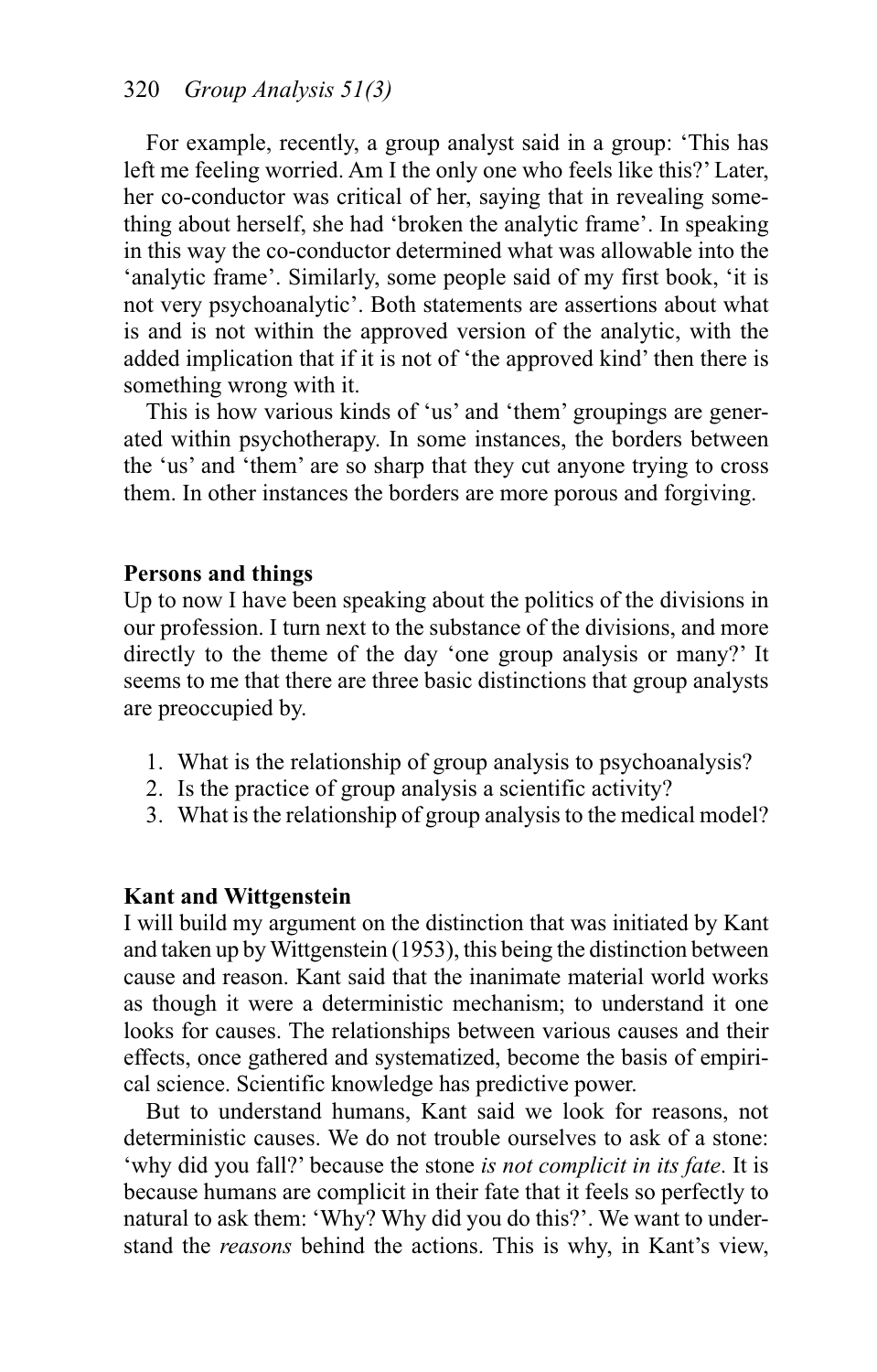For example, recently, a group analyst said in a group: 'This has left me feeling worried. Am I the only one who feels like this?' Later, her co-conductor was critical of her, saying that in revealing something about herself, she had 'broken the analytic frame'. In speaking in this way the co-conductor determined what was allowable into the 'analytic frame'. Similarly, some people said of my first book, 'it is not very psychoanalytic'. Both statements are assertions about what is and is not within the approved version of the analytic, with the added implication that if it is not of 'the approved kind' then there is something wrong with it.

This is how various kinds of 'us' and 'them' groupings are generated within psychotherapy. In some instances, the borders between the 'us' and 'them' are so sharp that they cut anyone trying to cross them. In other instances the borders are more porous and forgiving.

**Persons and things**

Up to now I have been speaking about the politics of the divisions in our profession. I turn next to the substance of the divisions, and more directly to the theme of the day 'one group analysis or many?' It seems to me that there are three basic distinctions that group analysts are preoccupied by.

1. What is the relationship of group analysis to psychoanalysis?
2. Is the practice of group analysis a scientific activity?
3. What is the relationship of group analysis to the medical model?

**Kant and Wittgenstein**

I will build my argument on the distinction that was initiated by Kant and taken up by Wittgenstein (1953), this being the distinction between cause and reason. Kant said that the inanimate material world works as though it were a deterministic mechanism; to understand it one looks for causes. The relationships between various causes and their effects, once gathered and systematized, become the basis of empirical science. Scientific knowledge has predictive power.

But to understand humans, Kant said we look for reasons, not deterministic causes. We do not trouble ourselves to ask of a stone: 'why did you fall?' because the stone *is not complicit in its fate*. It is because humans are complicit in their fate that it feels so perfectly to natural to ask them: 'Why? Why did you do this?'. We want to understand the *reasons* behind the actions. This is why, in Kant's view,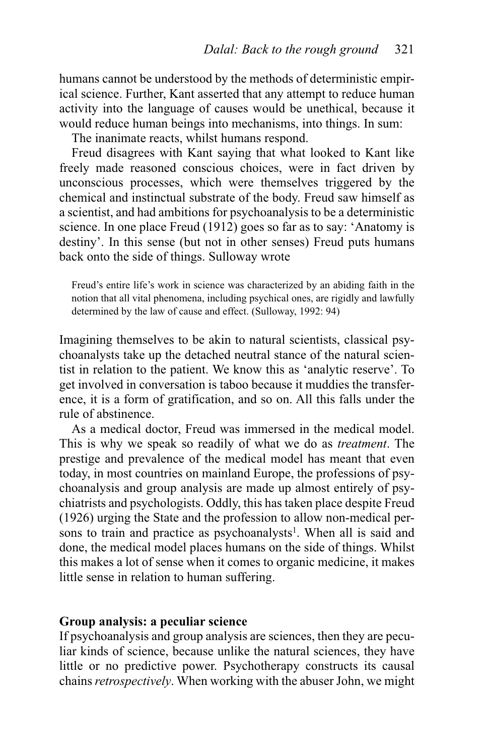humans cannot be understood by the methods of deterministic empirical science. Further, Kant asserted that any attempt to reduce human activity into the language of causes would be unethical, because it would reduce human beings into mechanisms, into things. In sum:

The inanimate reacts, whilst humans respond.

Freud disagrees with Kant saying that what looked to Kant like freely made reasoned conscious choices, were in fact driven by unconscious processes, which were themselves triggered by the chemical and instinctual substrate of the body. Freud saw himself as a scientist, and had ambitions for psychoanalysis to be a deterministic science. In one place Freud (1912) goes so far as to say: 'Anatomy is destiny'. In this sense (but not in other senses) Freud puts humans back onto the side of things. Sulloway wrote

> Freud's entire life's work in science was characterized by an abiding faith in the notion that all vital phenomena, including psychical ones, are rigidly and lawfully determined by the law of cause and effect. (Sulloway, 1992: 94)

Imagining themselves to be akin to natural scientists, classical psychoanalysts take up the detached neutral stance of the natural scientist in relation to the patient. We know this as 'analytic reserve'. To get involved in conversation is taboo because it muddies the transference, it is a form of gratification, and so on. All this falls under the rule of abstinence.

As a medical doctor, Freud was immersed in the medical model. This is why we speak so readily of what we do as *treatment*. The prestige and prevalence of the medical model has meant that even today, in most countries on mainland Europe, the professions of psychoanalysis and group analysis are made up almost entirely of psychiatrists and psychologists. Oddly, this has taken place despite Freud (1926) urging the State and the profession to allow non-medical persons to train and practice as psychoanalysts[1]. When all is said and done, the medical model places humans on the side of things. Whilst this makes a lot of sense when it comes to organic medicine, it makes little sense in relation to human suffering.

## Group analysis: a peculiar science

If psychoanalysis and group analysis are sciences, then they are peculiar kinds of science, because unlike the natural sciences, they have little or no predictive power. Psychotherapy constructs its causal chains *retrospectively*. When working with the abuser John, we might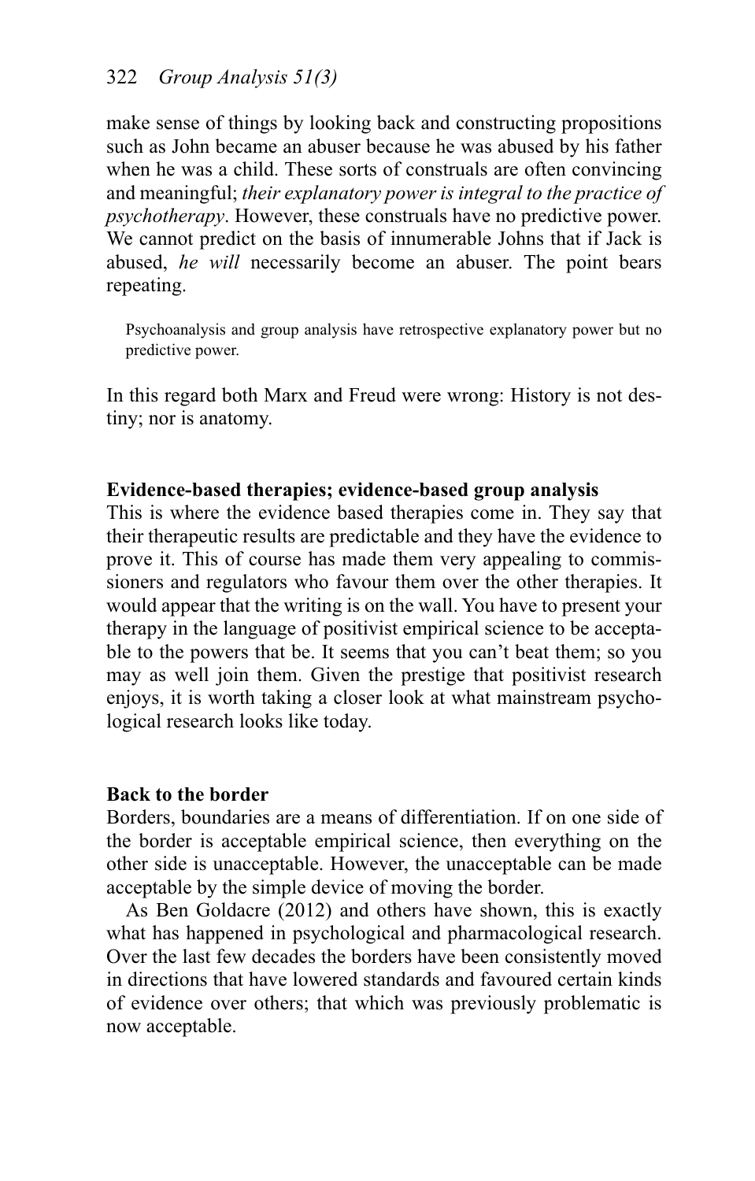make sense of things by looking back and constructing propositions such as John became an abuser because he was abused by his father when he was a child. These sorts of construals are often convincing and meaningful; *their explanatory power is integral to the practice of psychotherapy*. However, these construals have no predictive power. We cannot predict on the basis of innumerable Johns that if Jack is abused, *he will* necessarily become an abuser. The point bears repeating.

> Psychoanalysis and group analysis have retrospective explanatory power but no predictive power.

In this regard both Marx and Freud were wrong: History is not destiny; nor is anatomy.

### Evidence-based therapies; evidence-based group analysis

This is where the evidence based therapies come in. They say that their therapeutic results are predictable and they have the evidence to prove it. This of course has made them very appealing to commissioners and regulators who favour them over the other therapies. It would appear that the writing is on the wall. You have to present your therapy in the language of positivist empirical science to be acceptable to the powers that be. It seems that you can't beat them; so you may as well join them. Given the prestige that positivist research enjoys, it is worth taking a closer look at what mainstream psychological research looks like today.

### Back to the border

Borders, boundaries are a means of differentiation. If on one side of the border is acceptable empirical science, then everything on the other side is unacceptable. However, the unacceptable can be made acceptable by the simple device of moving the border.

As Ben Goldacre (2012) and others have shown, this is exactly what has happened in psychological and pharmacological research. Over the last few decades the borders have been consistently moved in directions that have lowered standards and favoured certain kinds of evidence over others; that which was previously problematic is now acceptable.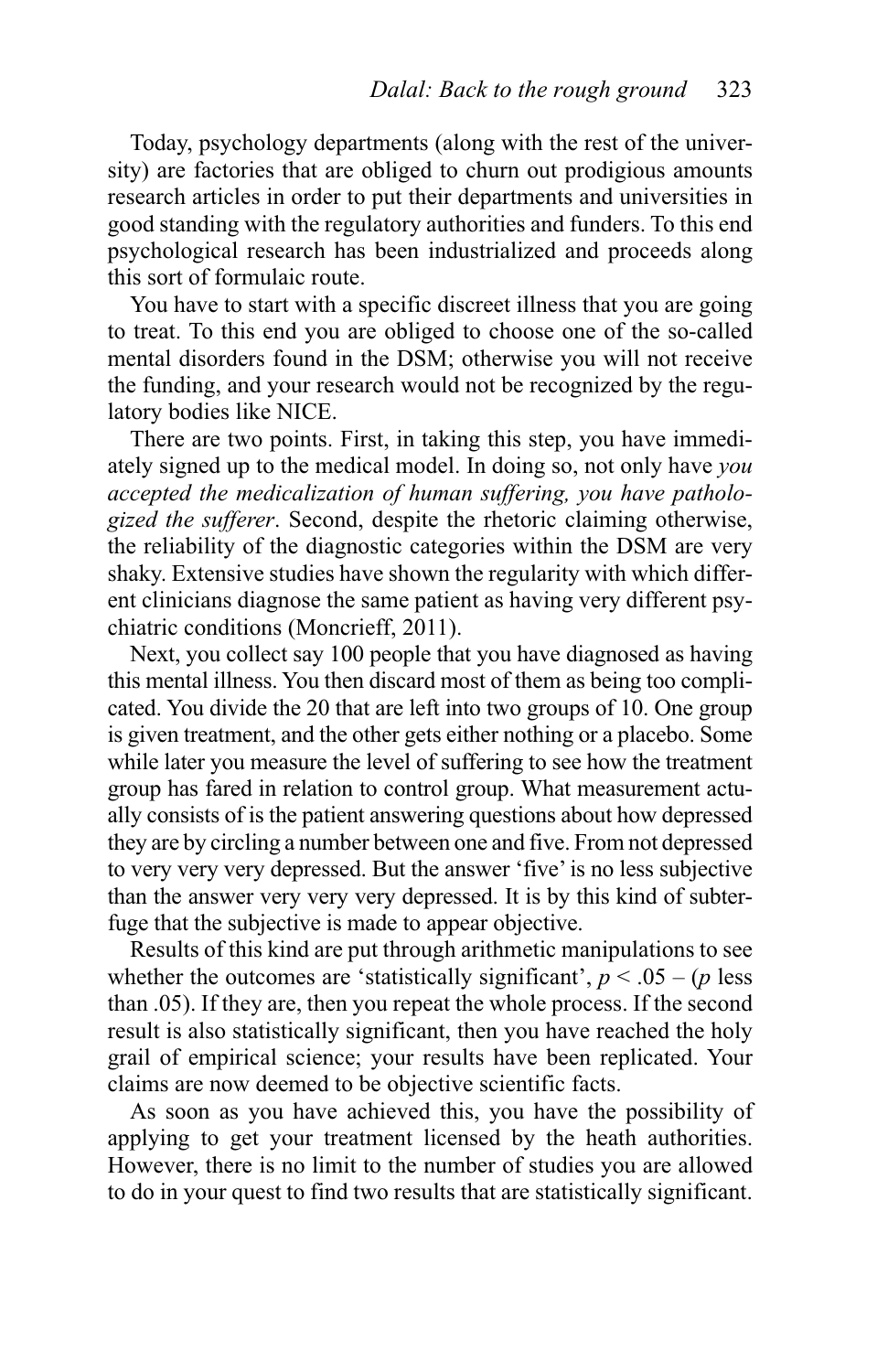Today, psychology departments (along with the rest of the university) are factories that are obliged to churn out prodigious amounts research articles in order to put their departments and universities in good standing with the regulatory authorities and funders. To this end psychological research has been industrialized and proceeds along this sort of formulaic route.

You have to start with a specific discreet illness that you are going to treat. To this end you are obliged to choose one of the so-called mental disorders found in the DSM; otherwise you will not receive the funding, and your research would not be recognized by the regulatory bodies like NICE.

There are two points. First, in taking this step, you have immediately signed up to the medical model. In doing so, not only have *you accepted the medicalization of human suffering, you have pathologized the sufferer*. Second, despite the rhetoric claiming otherwise, the reliability of the diagnostic categories within the DSM are very shaky. Extensive studies have shown the regularity with which different clinicians diagnose the same patient as having very different psychiatric conditions (Moncrieff, 2011).

Next, you collect say 100 people that you have diagnosed as having this mental illness. You then discard most of them as being too complicated. You divide the 20 that are left into two groups of 10. One group is given treatment, and the other gets either nothing or a placebo. Some while later you measure the level of suffering to see how the treatment group has fared in relation to control group. What measurement actually consists of is the patient answering questions about how depressed they are by circling a number between one and five. From not depressed to very very very depressed. But the answer 'five' is no less subjective than the answer very very very depressed. It is by this kind of subterfuge that the subjective is made to appear objective.

Results of this kind are put through arithmetic manipulations to see whether the outcomes are 'statistically significant', $p < .05$ – ($p$ less than .05). If they are, then you repeat the whole process. If the second result is also statistically significant, then you have reached the holy grail of empirical science; your results have been replicated. Your claims are now deemed to be objective scientific facts.

As soon as you have achieved this, you have the possibility of applying to get your treatment licensed by the heath authorities. However, there is no limit to the number of studies you are allowed to do in your quest to find two results that are statistically significant.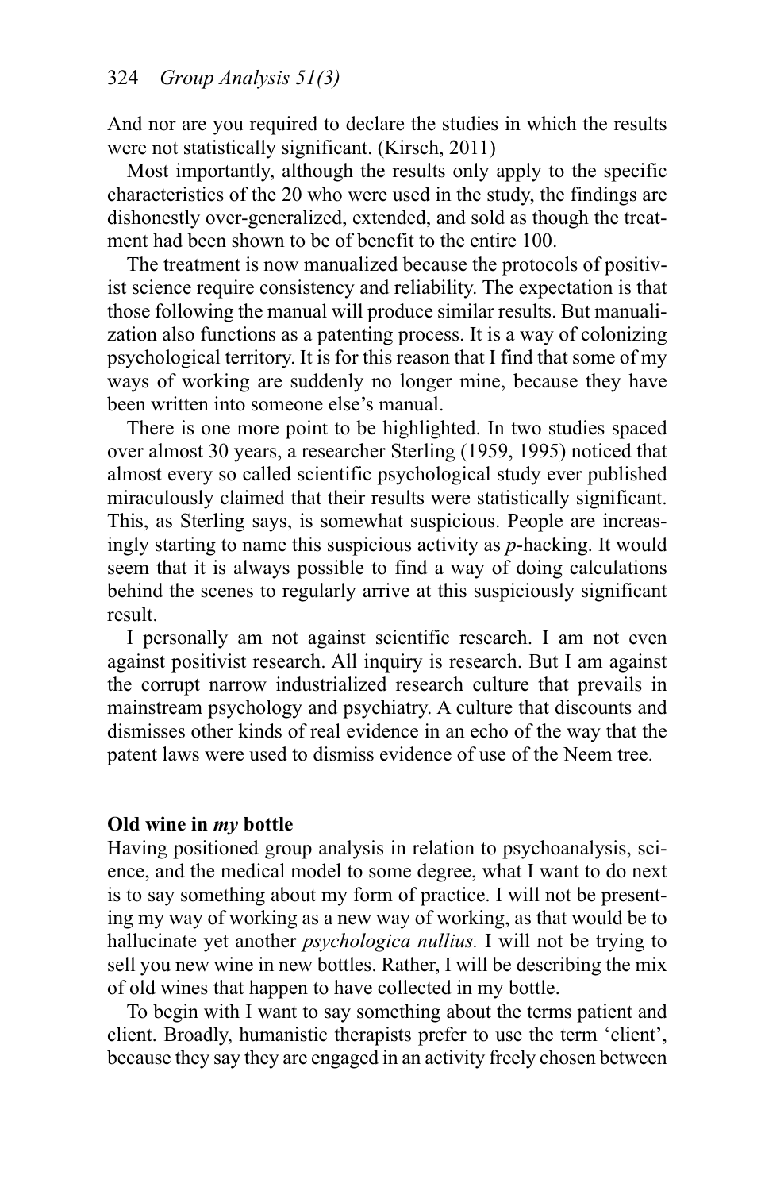And nor are you required to declare the studies in which the results were not statistically significant. (Kirsch, 2011)

Most importantly, although the results only apply to the specific characteristics of the 20 who were used in the study, the findings are dishonestly over-generalized, extended, and sold as though the treatment had been shown to be of benefit to the entire 100.

The treatment is now manualized because the protocols of positivist science require consistency and reliability. The expectation is that those following the manual will produce similar results. But manualization also functions as a patenting process. It is a way of colonizing psychological territory. It is for this reason that I find that some of my ways of working are suddenly no longer mine, because they have been written into someone else's manual.

There is one more point to be highlighted. In two studies spaced over almost 30 years, a researcher Sterling (1959, 1995) noticed that almost every so called scientific psychological study ever published miraculously claimed that their results were statistically significant. This, as Sterling says, is somewhat suspicious. People are increasingly starting to name this suspicious activity as *p*-hacking. It would seem that it is always possible to find a way of doing calculations behind the scenes to regularly arrive at this suspiciously significant result.

I personally am not against scientific research. I am not even against positivist research. All inquiry is research. But I am against the corrupt narrow industrialized research culture that prevails in mainstream psychology and psychiatry. A culture that discounts and dismisses other kinds of real evidence in an echo of the way that the patent laws were used to dismiss evidence of use of the Neem tree.

## Old wine in *my* bottle

Having positioned group analysis in relation to psychoanalysis, science, and the medical model to some degree, what I want to do next is to say something about my form of practice. I will not be presenting my way of working as a new way of working, as that would be to hallucinate yet another *psychologica nullius.* I will not be trying to sell you new wine in new bottles. Rather, I will be describing the mix of old wines that happen to have collected in my bottle.

To begin with I want to say something about the terms patient and client. Broadly, humanistic therapists prefer to use the term 'client', because they say they are engaged in an activity freely chosen between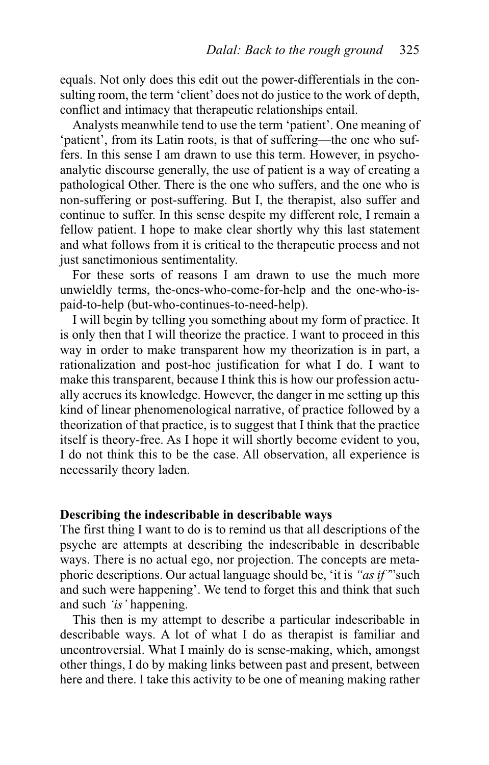equals. Not only does this edit out the power-differentials in the consulting room, the term 'client' does not do justice to the work of depth, conflict and intimacy that therapeutic relationships entail.

Analysts meanwhile tend to use the term 'patient'. One meaning of 'patient', from its Latin roots, is that of suffering—the one who suffers. In this sense I am drawn to use this term. However, in psychoanalytic discourse generally, the use of patient is a way of creating a pathological Other. There is the one who suffers, and the one who is non-suffering or post-suffering. But I, the therapist, also suffer and continue to suffer. In this sense despite my different role, I remain a fellow patient. I hope to make clear shortly why this last statement and what follows from it is critical to the therapeutic process and not just sanctimonious sentimentality.

For these sorts of reasons I am drawn to use the much more unwieldy terms, the-ones-who-come-for-help and the one-who-is-paid-to-help (but-who-continues-to-need-help).

I will begin by telling you something about my form of practice. It is only then that I will theorize the practice. I want to proceed in this way in order to make transparent how my theorization is in part, a rationalization and post-hoc justification for what I do. I want to make this transparent, because I think this is how our profession actually accrues its knowledge. However, the danger in me setting up this kind of linear phenomenological narrative, of practice followed by a theorization of that practice, is to suggest that I think that the practice itself is theory-free. As I hope it will shortly become evident to you, I do not think this to be the case. All observation, all experience is necessarily theory laden.

## Describing the indescribable in describable ways

The first thing I want to do is to remind us that all descriptions of the psyche are attempts at describing the indescribable in describable ways. There is no actual ego, nor projection. The concepts are metaphoric descriptions. Our actual language should be, 'it is *"as if"*'such and such were happening'. We tend to forget this and think that such and such *'is'* happening.

This then is my attempt to describe a particular indescribable in describable ways. A lot of what I do as therapist is familiar and uncontroversial. What I mainly do is sense-making, which, amongst other things, I do by making links between past and present, between here and there. I take this activity to be one of meaning making rather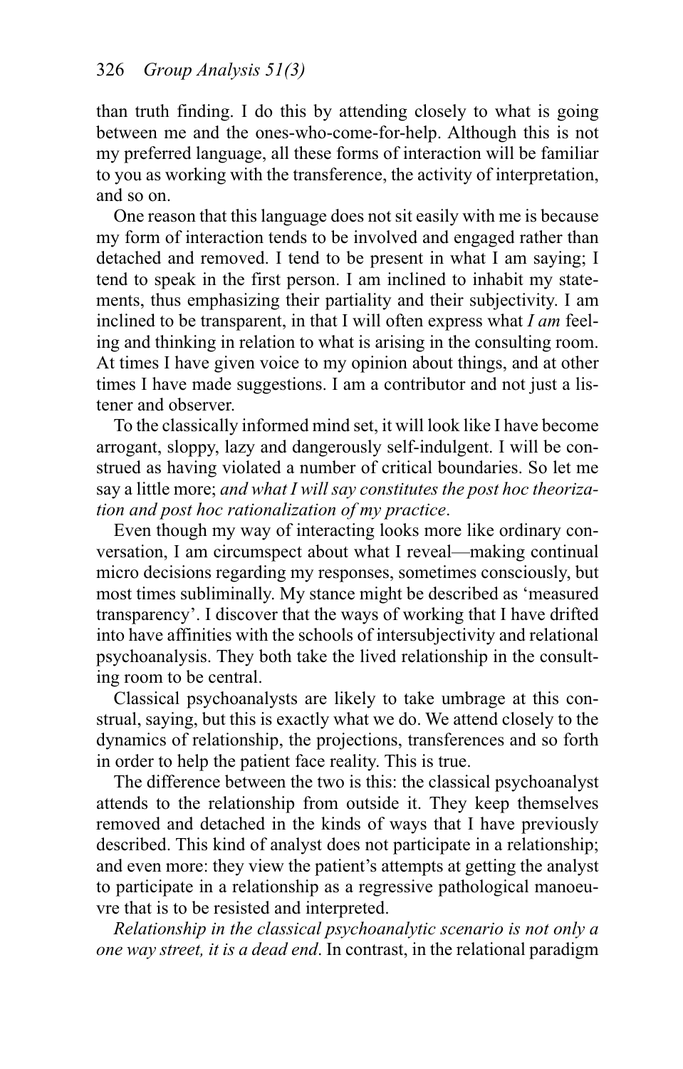than truth finding. I do this by attending closely to what is going between me and the ones-who-come-for-help. Although this is not my preferred language, all these forms of interaction will be familiar to you as working with the transference, the activity of interpretation, and so on.

One reason that this language does not sit easily with me is because my form of interaction tends to be involved and engaged rather than detached and removed. I tend to be present in what I am saying; I tend to speak in the first person. I am inclined to inhabit my statements, thus emphasizing their partiality and their subjectivity. I am inclined to be transparent, in that I will often express what *I am* feeling and thinking in relation to what is arising in the consulting room. At times I have given voice to my opinion about things, and at other times I have made suggestions. I am a contributor and not just a listener and observer.

To the classically informed mind set, it will look like I have become arrogant, sloppy, lazy and dangerously self-indulgent. I will be construed as having violated a number of critical boundaries. So let me say a little more; *and what I will say constitutes the post hoc theorization and post hoc rationalization of my practice*.

Even though my way of interacting looks more like ordinary conversation, I am circumspect about what I reveal—making continual micro decisions regarding my responses, sometimes consciously, but most times subliminally. My stance might be described as 'measured transparency'. I discover that the ways of working that I have drifted into have affinities with the schools of intersubjectivity and relational psychoanalysis. They both take the lived relationship in the consulting room to be central.

Classical psychoanalysts are likely to take umbrage at this construal, saying, but this is exactly what we do. We attend closely to the dynamics of relationship, the projections, transferences and so forth in order to help the patient face reality. This is true.

The difference between the two is this: the classical psychoanalyst attends to the relationship from outside it. They keep themselves removed and detached in the kinds of ways that I have previously described. This kind of analyst does not participate in a relationship; and even more: they view the patient's attempts at getting the analyst to participate in a relationship as a regressive pathological manoeuvre that is to be resisted and interpreted.

*Relationship in the classical psychoanalytic scenario is not only a one way street, it is a dead end*. In contrast, in the relational paradigm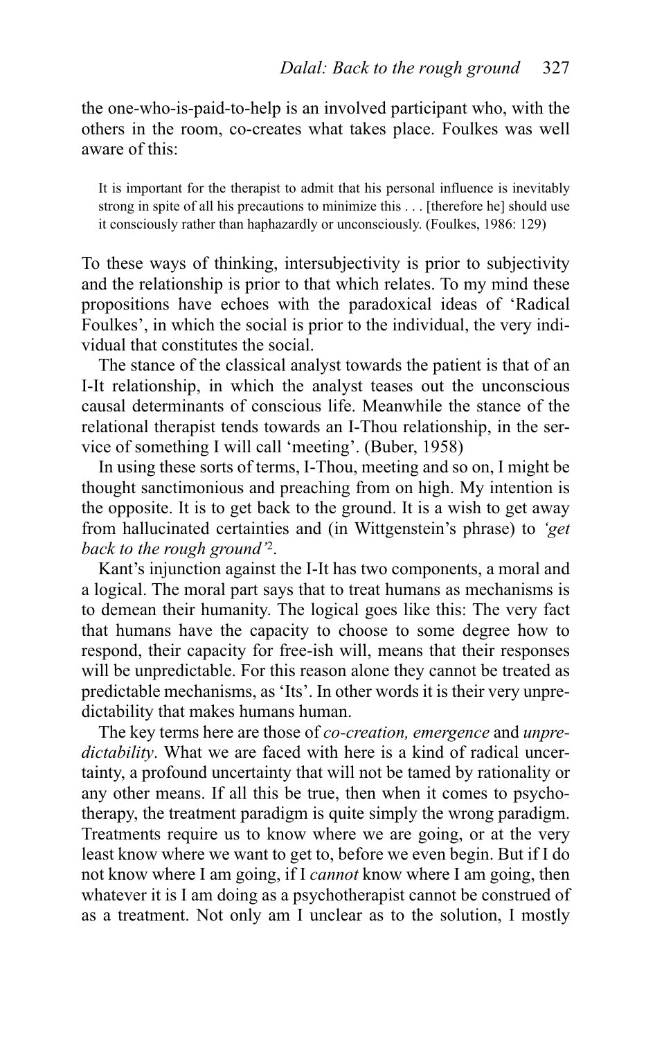the one-who-is-paid-to-help is an involved participant who, with the others in the room, co-creates what takes place. Foulkes was well aware of this:

> It is important for the therapist to admit that his personal influence is inevitably strong in spite of all his precautions to minimize this . . . [therefore he] should use it consciously rather than haphazardly or unconsciously. (Foulkes, 1986: 129)

To these ways of thinking, intersubjectivity is prior to subjectivity and the relationship is prior to that which relates. To my mind these propositions have echoes with the paradoxical ideas of 'Radical Foulkes', in which the social is prior to the individual, the very individual that constitutes the social.

The stance of the classical analyst towards the patient is that of an I-It relationship, in which the analyst teases out the unconscious causal determinants of conscious life. Meanwhile the stance of the relational therapist tends towards an I-Thou relationship, in the service of something I will call 'meeting'. (Buber, 1958)

In using these sorts of terms, I-Thou, meeting and so on, I might be thought sanctimonious and preaching from on high. My intention is the opposite. It is to get back to the ground. It is a wish to get away from hallucinated certainties and (in Wittgenstein's phrase) to *'get back to the rough ground'*[2].

Kant's injunction against the I-It has two components, a moral and a logical. The moral part says that to treat humans as mechanisms is to demean their humanity. The logical goes like this: The very fact that humans have the capacity to choose to some degree how to respond, their capacity for free-ish will, means that their responses will be unpredictable. For this reason alone they cannot be treated as predictable mechanisms, as 'Its'. In other words it is their very unpredictability that makes humans human.

The key terms here are those of *co-creation, emergence* and *unpredictability*. What we are faced with here is a kind of radical uncertainty, a profound uncertainty that will not be tamed by rationality or any other means. If all this be true, then when it comes to psychotherapy, the treatment paradigm is quite simply the wrong paradigm. Treatments require us to know where we are going, or at the very least know where we want to get to, before we even begin. But if I do not know where I am going, if I *cannot* know where I am going, then whatever it is I am doing as a psychotherapist cannot be construed of as a treatment. Not only am I unclear as to the solution, I mostly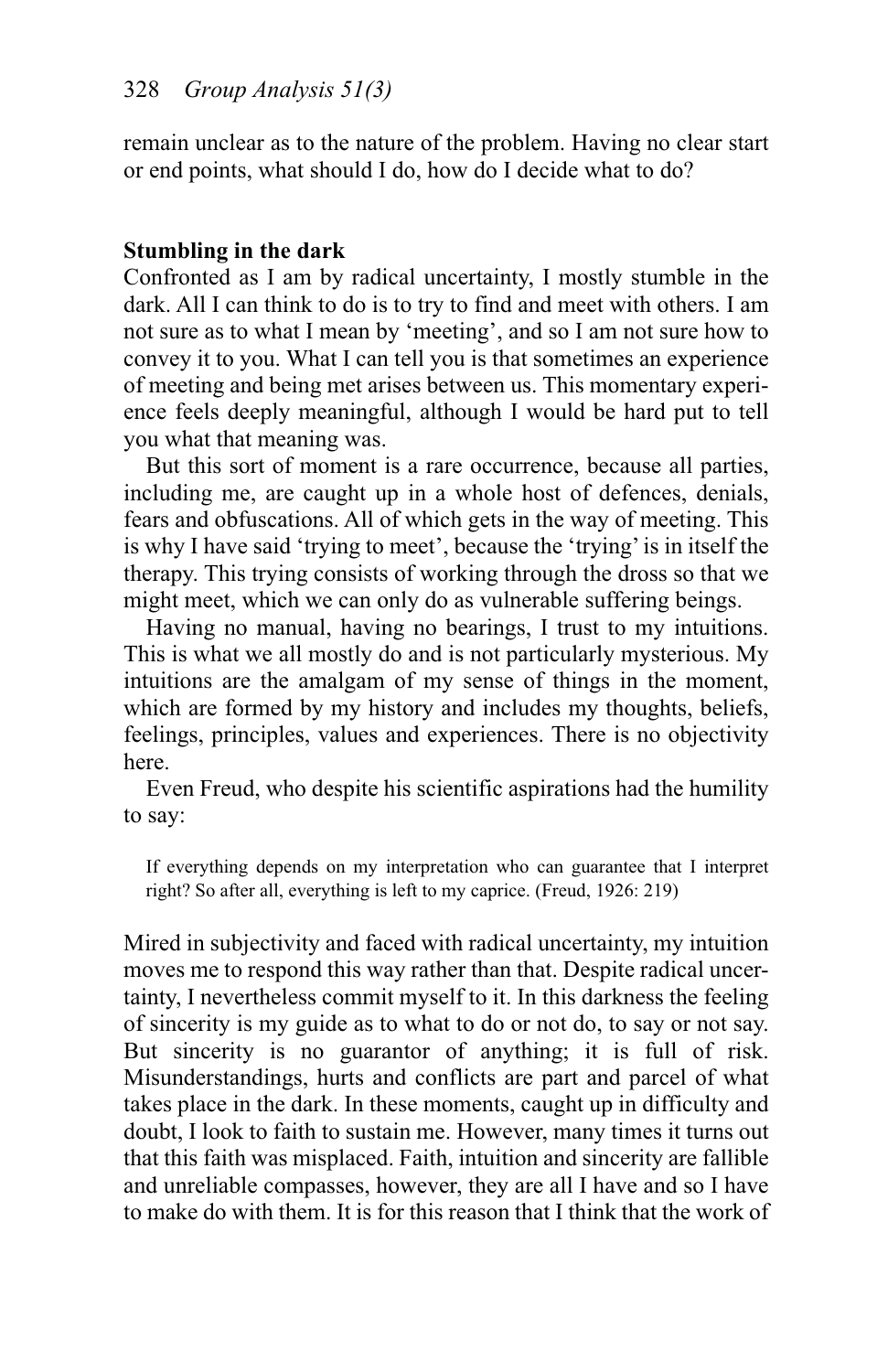remain unclear as to the nature of the problem. Having no clear start or end points, what should I do, how do I decide what to do?

### Stumbling in the dark

Confronted as I am by radical uncertainty, I mostly stumble in the dark. All I can think to do is to try to find and meet with others. I am not sure as to what I mean by 'meeting', and so I am not sure how to convey it to you. What I can tell you is that sometimes an experience of meeting and being met arises between us. This momentary experience feels deeply meaningful, although I would be hard put to tell you what that meaning was.

But this sort of moment is a rare occurrence, because all parties, including me, are caught up in a whole host of defences, denials, fears and obfuscations. All of which gets in the way of meeting. This is why I have said 'trying to meet', because the 'trying' is in itself the therapy. This trying consists of working through the dross so that we might meet, which we can only do as vulnerable suffering beings.

Having no manual, having no bearings, I trust to my intuitions. This is what we all mostly do and is not particularly mysterious. My intuitions are the amalgam of my sense of things in the moment, which are formed by my history and includes my thoughts, beliefs, feelings, principles, values and experiences. There is no objectivity here.

Even Freud, who despite his scientific aspirations had the humility to say:

> If everything depends on my interpretation who can guarantee that I interpret right? So after all, everything is left to my caprice. (Freud, 1926: 219)

Mired in subjectivity and faced with radical uncertainty, my intuition moves me to respond this way rather than that. Despite radical uncertainty, I nevertheless commit myself to it. In this darkness the feeling of sincerity is my guide as to what to do or not do, to say or not say. But sincerity is no guarantor of anything; it is full of risk. Misunderstandings, hurts and conflicts are part and parcel of what takes place in the dark. In these moments, caught up in difficulty and doubt, I look to faith to sustain me. However, many times it turns out that this faith was misplaced. Faith, intuition and sincerity are fallible and unreliable compasses, however, they are all I have and so I have to make do with them. It is for this reason that I think that the work of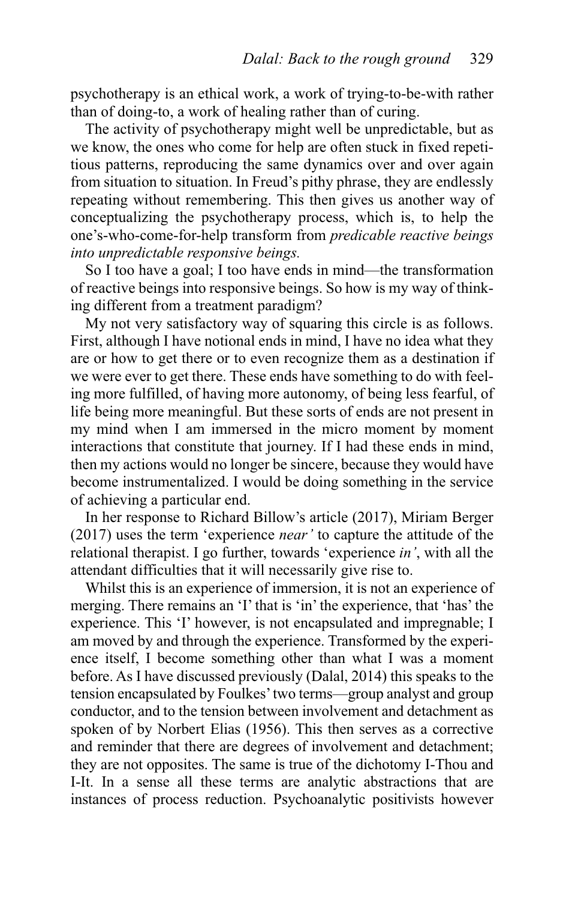psychotherapy is an ethical work, a work of trying-to-be-with rather than of doing-to, a work of healing rather than of curing.

The activity of psychotherapy might well be unpredictable, but as we know, the ones who come for help are often stuck in fixed repetitious patterns, reproducing the same dynamics over and over again from situation to situation. In Freud's pithy phrase, they are endlessly repeating without remembering. This then gives us another way of conceptualizing the psychotherapy process, which is, to help the one's-who-come-for-help transform from *predicable reactive beings into unpredictable responsive beings.*

So I too have a goal; I too have ends in mind—the transformation of reactive beings into responsive beings. So how is my way of thinking different from a treatment paradigm?

My not very satisfactory way of squaring this circle is as follows. First, although I have notional ends in mind, I have no idea what they are or how to get there or to even recognize them as a destination if we were ever to get there. These ends have something to do with feeling more fulfilled, of having more autonomy, of being less fearful, of life being more meaningful. But these sorts of ends are not present in my mind when I am immersed in the micro moment by moment interactions that constitute that journey. If I had these ends in mind, then my actions would no longer be sincere, because they would have become instrumentalized. I would be doing something in the service of achieving a particular end.

In her response to Richard Billow's article (2017), Miriam Berger (2017) uses the term 'experience *near'* to capture the attitude of the relational therapist. I go further, towards 'experience *in'*, with all the attendant difficulties that it will necessarily give rise to.

Whilst this is an experience of immersion, it is not an experience of merging. There remains an 'I' that is 'in' the experience, that 'has' the experience. This 'I' however, is not encapsulated and impregnable; I am moved by and through the experience. Transformed by the experience itself, I become something other than what I was a moment before. As I have discussed previously (Dalal, 2014) this speaks to the tension encapsulated by Foulkes' two terms—group analyst and group conductor, and to the tension between involvement and detachment as spoken of by Norbert Elias (1956). This then serves as a corrective and reminder that there are degrees of involvement and detachment; they are not opposites. The same is true of the dichotomy I-Thou and I-It. In a sense all these terms are analytic abstractions that are instances of process reduction. Psychoanalytic positivists however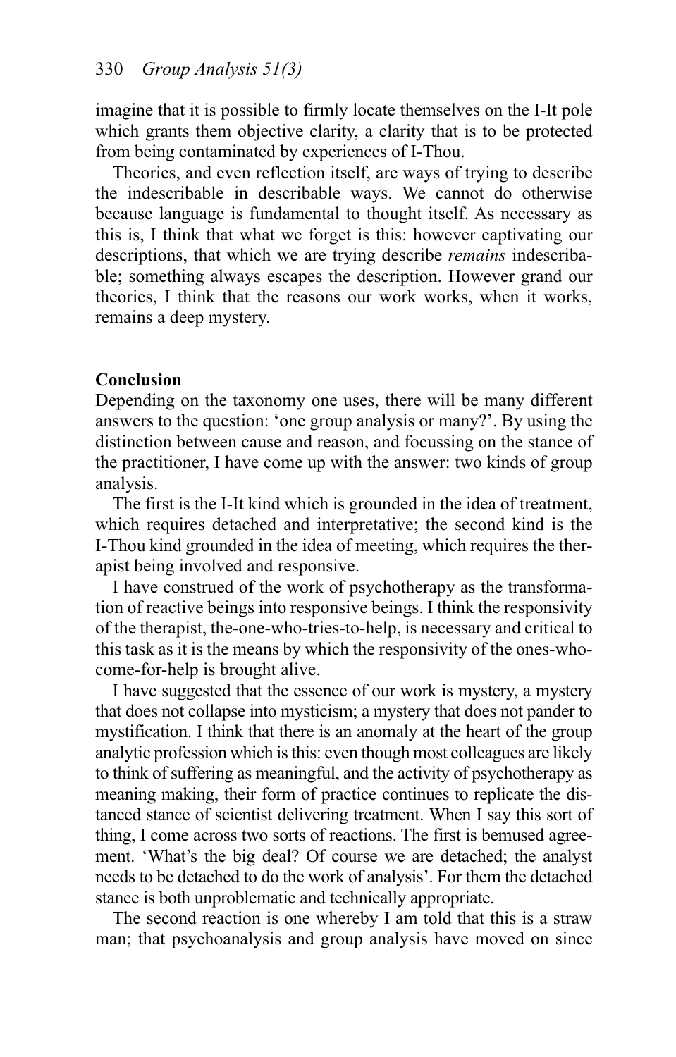imagine that it is possible to firmly locate themselves on the I-It pole which grants them objective clarity, a clarity that is to be protected from being contaminated by experiences of I-Thou.

Theories, and even reflection itself, are ways of trying to describe the indescribable in describable ways. We cannot do otherwise because language is fundamental to thought itself. As necessary as this is, I think that what we forget is this: however captivating our descriptions, that which we are trying describe *remains* indescribable; something always escapes the description. However grand our theories, I think that the reasons our work works, when it works, remains a deep mystery.

## Conclusion

Depending on the taxonomy one uses, there will be many different answers to the question: 'one group analysis or many?'. By using the distinction between cause and reason, and focussing on the stance of the practitioner, I have come up with the answer: two kinds of group analysis.

The first is the I-It kind which is grounded in the idea of treatment, which requires detached and interpretative; the second kind is the I-Thou kind grounded in the idea of meeting, which requires the therapist being involved and responsive.

I have construed of the work of psychotherapy as the transformation of reactive beings into responsive beings. I think the responsivity of the therapist, the-one-who-tries-to-help, is necessary and critical to this task as it is the means by which the responsivity of the ones-who-come-for-help is brought alive.

I have suggested that the essence of our work is mystery, a mystery that does not collapse into mysticism; a mystery that does not pander to mystification. I think that there is an anomaly at the heart of the group analytic profession which is this: even though most colleagues are likely to think of suffering as meaningful, and the activity of psychotherapy as meaning making, their form of practice continues to replicate the distanced stance of scientist delivering treatment. When I say this sort of thing, I come across two sorts of reactions. The first is bemused agreement. 'What's the big deal? Of course we are detached; the analyst needs to be detached to do the work of analysis'. For them the detached stance is both unproblematic and technically appropriate.

The second reaction is one whereby I am told that this is a straw man; that psychoanalysis and group analysis have moved on since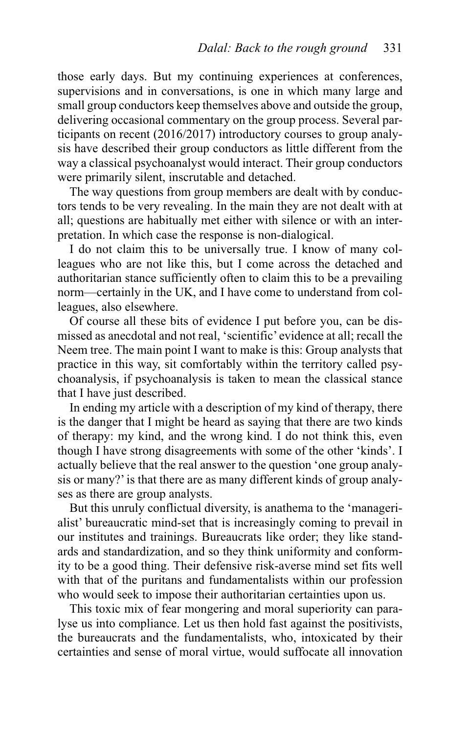those early days. But my continuing experiences at conferences, supervisions and in conversations, is one in which many large and small group conductors keep themselves above and outside the group, delivering occasional commentary on the group process. Several participants on recent (2016/2017) introductory courses to group analysis have described their group conductors as little different from the way a classical psychoanalyst would interact. Their group conductors were primarily silent, inscrutable and detached.

The way questions from group members are dealt with by conductors tends to be very revealing. In the main they are not dealt with at all; questions are habitually met either with silence or with an interpretation. In which case the response is non-dialogical.

I do not claim this to be universally true. I know of many colleagues who are not like this, but I come across the detached and authoritarian stance sufficiently often to claim this to be a prevailing norm—certainly in the UK, and I have come to understand from colleagues, also elsewhere.

Of course all these bits of evidence I put before you, can be dismissed as anecdotal and not real, 'scientific' evidence at all; recall the Neem tree. The main point I want to make is this: Group analysts that practice in this way, sit comfortably within the territory called psychoanalysis, if psychoanalysis is taken to mean the classical stance that I have just described.

In ending my article with a description of my kind of therapy, there is the danger that I might be heard as saying that there are two kinds of therapy: my kind, and the wrong kind. I do not think this, even though I have strong disagreements with some of the other 'kinds'. I actually believe that the real answer to the question 'one group analysis or many?' is that there are as many different kinds of group analyses as there are group analysts.

But this unruly conflictual diversity, is anathema to the 'managerialist' bureaucratic mind-set that is increasingly coming to prevail in our institutes and trainings. Bureaucrats like order; they like standards and standardization, and so they think uniformity and conformity to be a good thing. Their defensive risk-averse mind set fits well with that of the puritans and fundamentalists within our profession who would seek to impose their authoritarian certainties upon us.

This toxic mix of fear mongering and moral superiority can paralyse us into compliance. Let us then hold fast against the positivists, the bureaucrats and the fundamentalists, who, intoxicated by their certainties and sense of moral virtue, would suffocate all innovation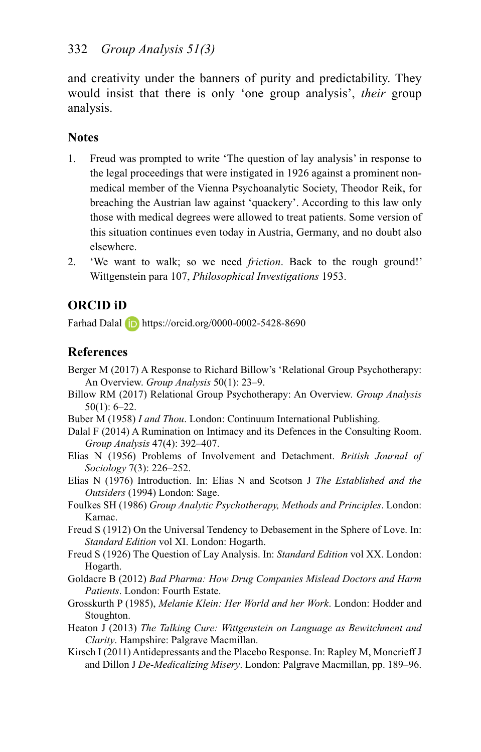and creativity under the banners of purity and predictability. They would insist that there is only 'one group analysis', *their* group analysis.

## Notes

1. Freud was prompted to write 'The question of lay analysis' in response to the legal proceedings that were instigated in 1926 against a prominent non-medical member of the Vienna Psychoanalytic Society, Theodor Reik, for breaching the Austrian law against 'quackery'. According to this law only those with medical degrees were allowed to treat patients. Some version of this situation continues even today in Austria, Germany, and no doubt also elsewhere.
2. 'We want to walk; so we need *friction*. Back to the rough ground!' Wittgenstein para 107, *Philosophical Investigations* 1953.

## ORCID iD

Farhad Dalal https://orcid.org/0000-0002-5428-8690

## References

Berger M (2017) A Response to Richard Billow's 'Relational Group Psychotherapy: An Overview. *Group Analysis* 50(1): 23–9.

Billow RM (2017) Relational Group Psychotherapy: An Overview. *Group Analysis* 50(1): 6–22.

Buber M (1958) *I and Thou*. London: Continuum International Publishing.

Dalal F (2014) A Rumination on Intimacy and its Defences in the Consulting Room. *Group Analysis* 47(4): 392–407.

Elias N (1956) Problems of Involvement and Detachment. *British Journal of Sociology* 7(3): 226–252.

Elias N (1976) Introduction. In: Elias N and Scotson J *The Established and the Outsiders* (1994) London: Sage.

Foulkes SH (1986) *Group Analytic Psychotherapy, Methods and Principles*. London: Karnac.

Freud S (1912) On the Universal Tendency to Debasement in the Sphere of Love. In: *Standard Edition* vol XI. London: Hogarth.

Freud S (1926) The Question of Lay Analysis. In: *Standard Edition* vol XX. London: Hogarth.

Goldacre B (2012) *Bad Pharma: How Drug Companies Mislead Doctors and Harm Patients*. London: Fourth Estate.

Grosskurth P (1985), *Melanie Klein: Her World and her Work*. London: Hodder and Stoughton.

Heaton J (2013) *The Talking Cure: Wittgenstein on Language as Bewitchment and Clarity*. Hampshire: Palgrave Macmillan.

Kirsch I (2011) Antidepressants and the Placebo Response. In: Rapley M, Moncrieff J and Dillon J *De-Medicalizing Misery*. London: Palgrave Macmillan, pp. 189–96.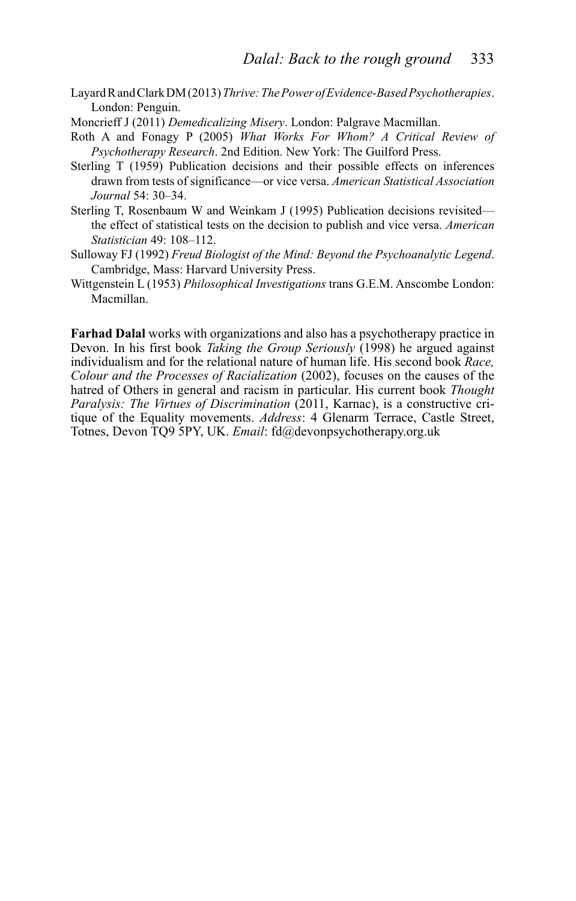Layard R and Clark DM (2013) *Thrive: The Power of Evidence-Based Psychotherapies*. London: Penguin.

Moncrieff J (2011) *Demedicalizing Misery*. London: Palgrave Macmillan.

Roth A and Fonagy P (2005) *What Works For Whom? A Critical Review of Psychotherapy Research*. 2nd Edition. New York: The Guilford Press.

Sterling T (1959) Publication decisions and their possible effects on inferences drawn from tests of significance—or vice versa. *American Statistical Association Journal* 54: 30–34.

Sterling T, Rosenbaum W and Weinkam J (1995) Publication decisions revisited—the effect of statistical tests on the decision to publish and vice versa. *American Statistician* 49: 108–112.

Sulloway FJ (1992) *Freud Biologist of the Mind: Beyond the Psychoanalytic Legend*. Cambridge, Mass: Harvard University Press.

Wittgenstein L (1953) *Philosophical Investigations* trans G.E.M. Anscombe London: Macmillan.

**Farhad Dalal** works with organizations and also has a psychotherapy practice in Devon. In his first book *Taking the Group Seriously* (1998) he argued against individualism and for the relational nature of human life. His second book *Race, Colour and the Processes of Racialization* (2002), focuses on the causes of the hatred of Others in general and racism in particular. His current book *Thought Paralysis: The Virtues of Discrimination* (2011, Karnac), is a constructive critique of the Equality movements. *Address*: 4 Glenarm Terrace, Castle Street, Totnes, Devon TQ9 5PY, UK. *Email*: fd@devonpsychotherapy.org.uk